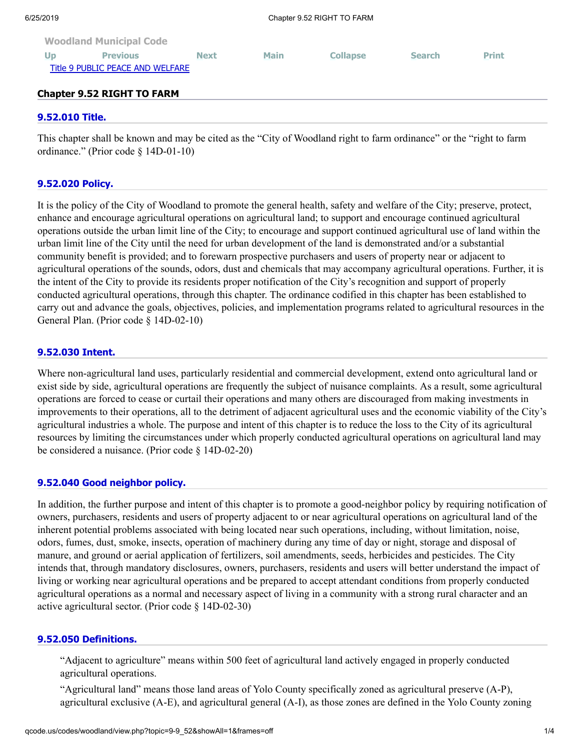Woodland Municipal Code

Title 9 PUBLIC PEACE AND WELFARE

## Chapter 9.52 RIGHT TO FARM

### 9.52.010 Title.

This chapter shall be known and may be cited as the "City of Woodland right to farm ordinance" or the "right to farm ordinance." (Prior code § 14D-01-10)

### 9.52.020 Policy.

It is the policy of the City of Woodland to promote the general health, safety and welfare of the City; preserve, protect, enhance and encourage agricultural operations on agricultural land; to support and encourage continued agricultural operations outside the urban limit line of the City; to encourage and support continued agricultural use of land within the urban limit line of the City until the need for urban development of the land is demonstrated and/or a substantial community benefit is provided; and to forewarn prospective purchasers and users of property near or adjacent to agricultural operations of the sounds, odors, dust and chemicals that may accompany agricultural operations. Further, it is the intent of the City to provide its residents proper notification of the City's recognition and support of properly conducted agricultural operations, through this chapter. The ordinance codified in this chapter has been established to carry out and advance the goals, objectives, policies, and implementation programs related to agricultural resources in the General Plan. (Prior code § 14D-02-10)

### 9.52.030 Intent.

Where non-agricultural land uses, particularly residential and commercial development, extend onto agricultural land or exist side by side, agricultural operations are frequently the subject of nuisance complaints. As a result, some agricultural operations are forced to cease or curtail their operations and many others are discouraged from making investments in improvements to their operations, all to the detriment of adjacent agricultural uses and the economic viability of the City's agricultural industries a whole. The purpose and intent of this chapter is to reduce the loss to the City of its agricultural resources by limiting the circumstances under which properly conducted agricultural operations on agricultural land may be considered a nuisance. (Prior code § 14D-02-20)

### 9.52.040 Good neighbor policy.

In addition, the further purpose and intent of this chapter is to promote a good-neighbor policy by requiring notification of owners, purchasers, residents and users of property adjacent to or near agricultural operations on agricultural land of the inherent potential problems associated with being located near such operations, including, without limitation, noise, odors, fumes, dust, smoke, insects, operation of machinery during any time of day or night, storage and disposal of manure, and ground or aerial application of fertilizers, soil amendments, seeds, herbicides and pesticides. The City intends that, through mandatory disclosures, owners, purchasers, residents and users will better understand the impact of living or working near agricultural operations and be prepared to accept attendant conditions from properly conducted agricultural operations as a normal and necessary aspect of living in a community with a strong rural character and an active agricultural sector. (Prior code § 14D-02-30)

### 9.52.050 Definitions.

"Adjacent to agriculture" means within 500 feet of agricultural land actively engaged in properly conducted agricultural operations.

"Agricultural land" means those land areas of Yolo County specifically zoned as agricultural preserve (A-P), agricultural exclusive (A-E), and agricultural general (A-I), as those zones are defined in the Yolo County zoning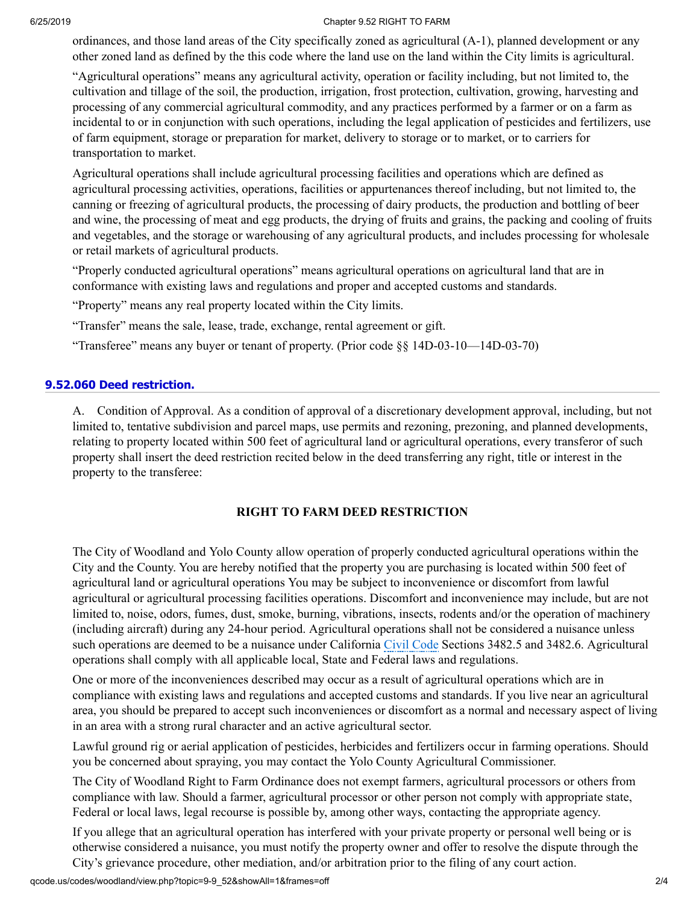ordinances, and those land areas of the City specifically zoned as agricultural (A-1), planned development or any other zoned land as defined by the this code where the land use on the land within the City limits is agricultural.

"Agricultural operations" means any agricultural activity, operation or facility including, but not limited to, the cultivation and tillage of the soil, the production, irrigation, frost protection, cultivation, growing, harvesting and processing of any commercial agricultural commodity, and any practices performed by a farmer or on a farm as incidental to or in conjunction with such operations, including the legal application of pesticides and fertilizers, use of farm equipment, storage or preparation for market, delivery to storage or to market, or to carriers for transportation to market.

Agricultural operations shall include agricultural processing facilities and operations which are defined as agricultural processing activities, operations, facilities or appurtenances thereof including, but not limited to, the canning or freezing of agricultural products, the processing of dairy products, the production and bottling of beer and wine, the processing of meat and egg products, the drying of fruits and grains, the packing and cooling of fruits and vegetables, and the storage or warehousing of any agricultural products, and includes processing for wholesale or retail markets of agricultural products.

"Properly conducted agricultural operations" means agricultural operations on agricultural land that are in conformance with existing laws and regulations and proper and accepted customs and standards.

"Property" means any real property located within the City limits.

"Transfer" means the sale, lease, trade, exchange, rental agreement or gift.

"Transferee" means any buyer or tenant of property. (Prior code §§ 14D-03-10—14D-03-70)

### 9.52.060 Deed restriction.

A. Condition of Approval. As a condition of approval of a discretionary development approval, including, but not limited to, tentative subdivision and parcel maps, use permits and rezoning, prezoning, and planned developments, relating to property located within 500 feet of agricultural land or agricultural operations, every transferor of such property shall insert the deed restriction recited below in the deed transferring any right, title or interest in the property to the transferee:

**RIGHT TO FARM DEED RESTRICTION**

The City of Woodland and Yolo County allow operation of properly conducted agricultural operations within the City and the County. You are hereby notified that the property you are purchasing is located within 500 feet of agricultural land or agricultural operations You may be subject to inconvenience or discomfort from lawful agricultural or agricultural processing facilities operations. Discomfort and inconvenience may include, but are not limited to, noise, odors, fumes, dust, smoke, burning, vibrations, insects, rodents and/or the operation of machinery (including aircraft) during any 24-hour period. Agricultural operations shall not be considered a nuisance unless such operations are deemed to be a nuisance under California Civil Code Sections 3482.5 and 3482.6. Agricultural operations shall comply with all applicable local, State and Federal laws and regulations.

One or more of the inconveniences described may occur as a result of agricultural operations which are in compliance with existing laws and regulations and accepted customs and standards. If you live near an agricultural area, you should be prepared to accept such inconveniences or discomfort as a normal and necessary aspect of living in an area with a strong rural character and an active agricultural sector.

Lawful ground rig or aerial application of pesticides, herbicides and fertilizers occur in farming operations. Should you be concerned about spraying, you may contact the Yolo County Agricultural Commissioner.

The City of Woodland Right to Farm Ordinance does not exempt farmers, agricultural processors or others from compliance with law. Should a farmer, agricultural processor or other person not comply with appropriate state, Federal or local laws, legal recourse is possible by, among other ways, contacting the appropriate agency.

If you allege that an agricultural operation has interfered with your private property or personal well being or is otherwise considered a nuisance, you must notify the property owner and offer to resolve the dispute through the City's grievance procedure, other mediation, and/or arbitration prior to the filing of any court action.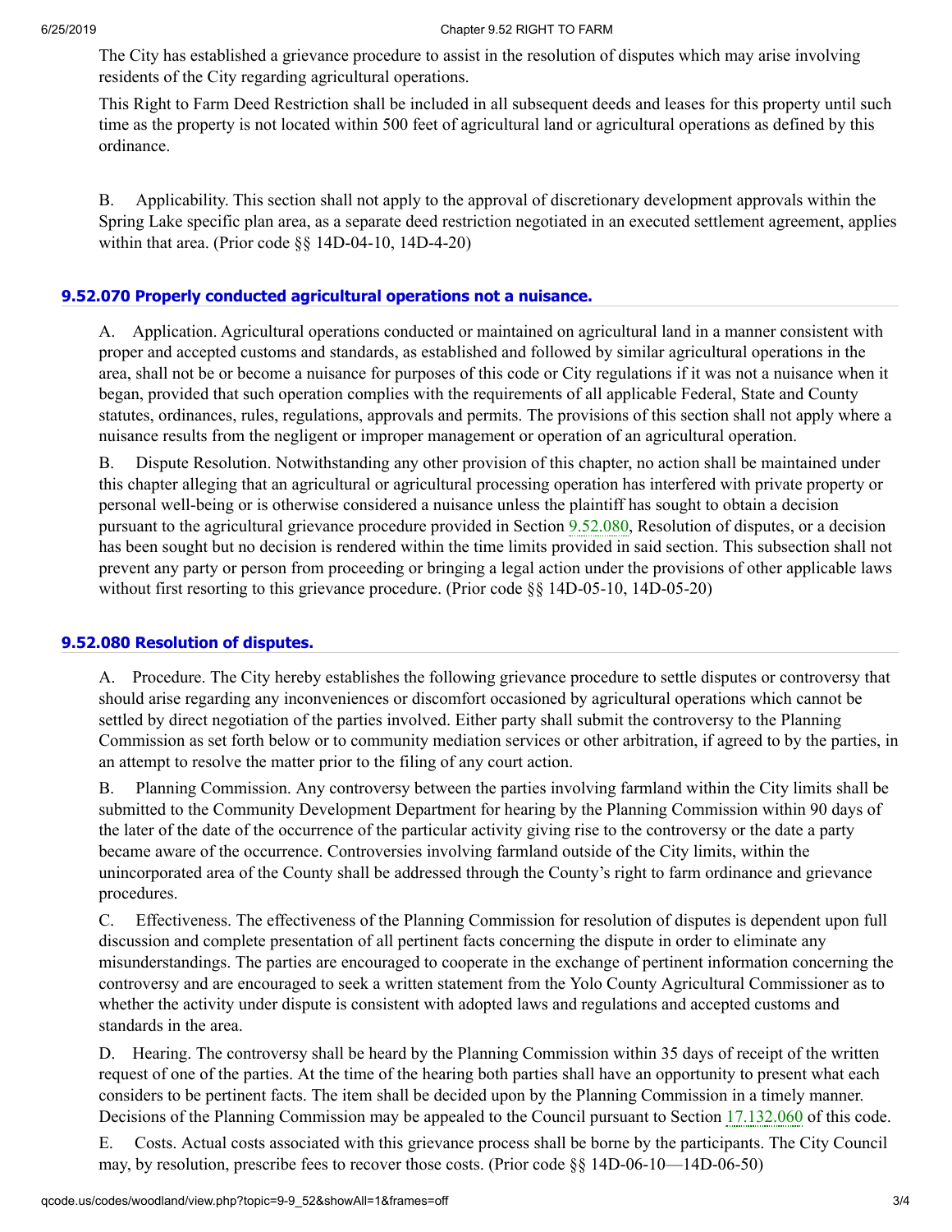The City has established a grievance procedure to assist in the resolution of disputes which may arise involving residents of the City regarding agricultural operations.

This Right to Farm Deed Restriction shall be included in all subsequent deeds and leases for this property until such time as the property is not located within 500 feet of agricultural land or agricultural operations as defined by this ordinance.

B. Applicability. This section shall not apply to the approval of discretionary development approvals within the Spring Lake specific plan area, as a separate deed restriction negotiated in an executed settlement agreement, applies within that area. (Prior code §§ 14D-04-10, 14D-4-20)

### 9.52.070 Properly conducted agricultural operations not a nuisance.

A. Application. Agricultural operations conducted or maintained on agricultural land in a manner consistent with proper and accepted customs and standards, as established and followed by similar agricultural operations in the area, shall not be or become a nuisance for purposes of this code or City regulations if it was not a nuisance when it began, provided that such operation complies with the requirements of all applicable Federal, State and County statutes, ordinances, rules, regulations, approvals and permits. The provisions of this section shall not apply where a nuisance results from the negligent or improper management or operation of an agricultural operation.

B. Dispute Resolution. Notwithstanding any other provision of this chapter, no action shall be maintained under this chapter alleging that an agricultural or agricultural processing operation has interfered with private property or personal well-being or is otherwise considered a nuisance unless the plaintiff has sought to obtain a decision pursuant to the agricultural grievance procedure provided in Section 9.52.080, Resolution of disputes, or a decision has been sought but no decision is rendered within the time limits provided in said section. This subsection shall not prevent any party or person from proceeding or bringing a legal action under the provisions of other applicable laws without first resorting to this grievance procedure. (Prior code §§ 14D-05-10, 14D-05-20)

### 9.52.080 Resolution of disputes.

A. Procedure. The City hereby establishes the following grievance procedure to settle disputes or controversy that should arise regarding any inconveniences or discomfort occasioned by agricultural operations which cannot be settled by direct negotiation of the parties involved. Either party shall submit the controversy to the Planning Commission as set forth below or to community mediation services or other arbitration, if agreed to by the parties, in an attempt to resolve the matter prior to the filing of any court action.

B. Planning Commission. Any controversy between the parties involving farmland within the City limits shall be submitted to the Community Development Department for hearing by the Planning Commission within 90 days of the later of the date of the occurrence of the particular activity giving rise to the controversy or the date a party became aware of the occurrence. Controversies involving farmland outside of the City limits, within the unincorporated area of the County shall be addressed through the County's right to farm ordinance and grievance procedures.

C. Effectiveness. The effectiveness of the Planning Commission for resolution of disputes is dependent upon full discussion and complete presentation of all pertinent facts concerning the dispute in order to eliminate any misunderstandings. The parties are encouraged to cooperate in the exchange of pertinent information concerning the controversy and are encouraged to seek a written statement from the Yolo County Agricultural Commissioner as to whether the activity under dispute is consistent with adopted laws and regulations and accepted customs and standards in the area.

D. Hearing. The controversy shall be heard by the Planning Commission within 35 days of receipt of the written request of one of the parties. At the time of the hearing both parties shall have an opportunity to present what each considers to be pertinent facts. The item shall be decided upon by the Planning Commission in a timely manner. Decisions of the Planning Commission may be appealed to the Council pursuant to Section 17.132.060 of this code.

E. Costs. Actual costs associated with this grievance process shall be borne by the participants. The City Council may, by resolution, prescribe fees to recover those costs. (Prior code §§ 14D-06-10—14D-06-50)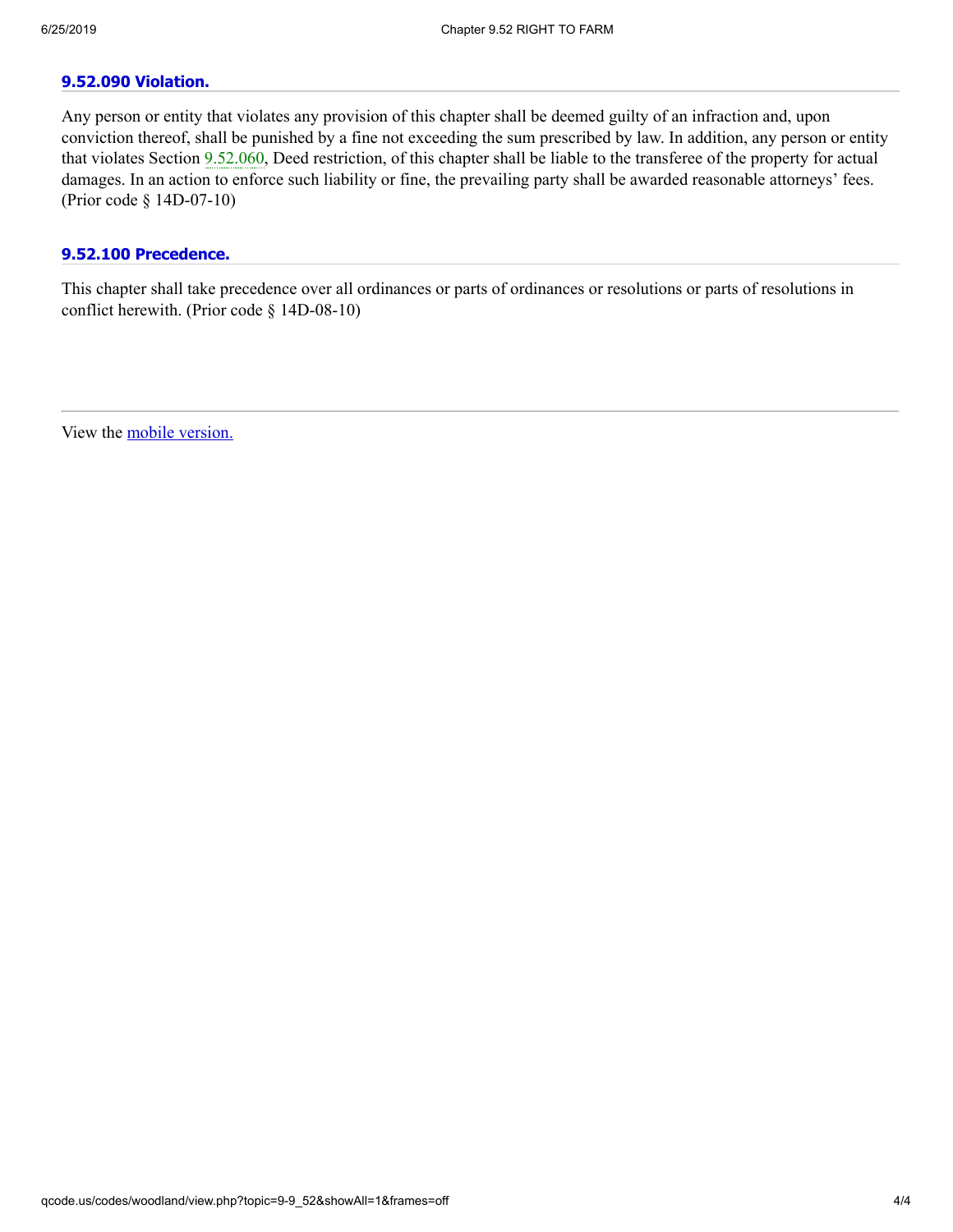### 9.52.090 Violation.

Any person or entity that violates any provision of this chapter shall be deemed guilty of an infraction and, upon conviction thereof, shall be punished by a fine not exceeding the sum prescribed by law. In addition, any person or entity that violates Section 9.52.060, Deed restriction, of this chapter shall be liable to the transferee of the property for actual damages. In an action to enforce such liability or fine, the prevailing party shall be awarded reasonable attorneys' fees. (Prior code § 14D-07-10)

### 9.52.100 Precedence.

This chapter shall take precedence over all ordinances or parts of ordinances or resolutions or parts of resolutions in conflict herewith. (Prior code § 14D-08-10)

---

View the mobile version.